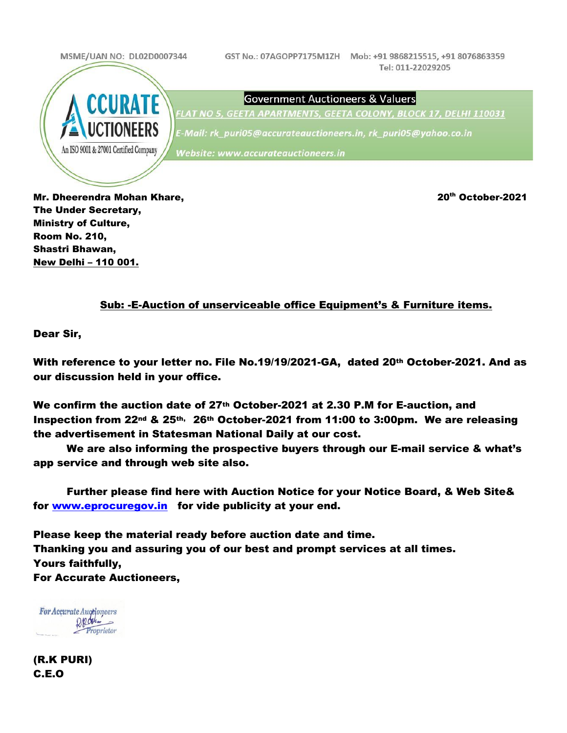MSME/UAN NO: DL02D0007344 GST No.: 07AGOPP7175M1ZH Mob: +91 9868215515, +91 8076863359
Tel: 011-22029205

ACCURATE AUCTIONEERS
An ISO 9001 & 27001 Certified Company

Government Auctioneers & Valuers

*FLAT NO 5, GEETA APARTMENTS, GEETA COLONY, BLOCK 17, DELHI 110031*

*E-Mail: rk_puri05@accurateauctioneers.in, rk_puri05@yahoo.co.in*

*Website: www.accurateauctioneers.in*

**Mr. Dheerendra Mohan Khare,**
**The Under Secretary,**
**Ministry of Culture,**
**Room No. 210,**
**Shastri Bhawan,**
**New Delhi – 110 001.**

**20th October-2021**

**Sub: -E-Auction of unserviceable office Equipment's & Furniture items.**

**Dear Sir,**

**With reference to your letter no. File No.19/19/2021-GA, dated 20th October-2021. And as our discussion held in your office.**

**We confirm the auction date of 27th October-2021 at 2.30 P.M for E-auction, and Inspection from 22nd & 25th, 26th October-2021 from 11:00 to 3:00pm. We are releasing the advertisement in Statesman National Daily at our cost.**

**We are also informing the prospective buyers through our E-mail service & what's app service and through web site also.**

**Further please find here with Auction Notice for your Notice Board, & Web Site& for www.eprocuregov.in for vide publicity at your end.**

**Please keep the material ready before auction date and time.**
**Thanking you and assuring you of our best and prompt services at all times.**
**Yours faithfully,**
**For Accurate Auctioneers,**

For Accurate Auctioneers
Proprietor

**(R.K PURI)**
**C.E.O**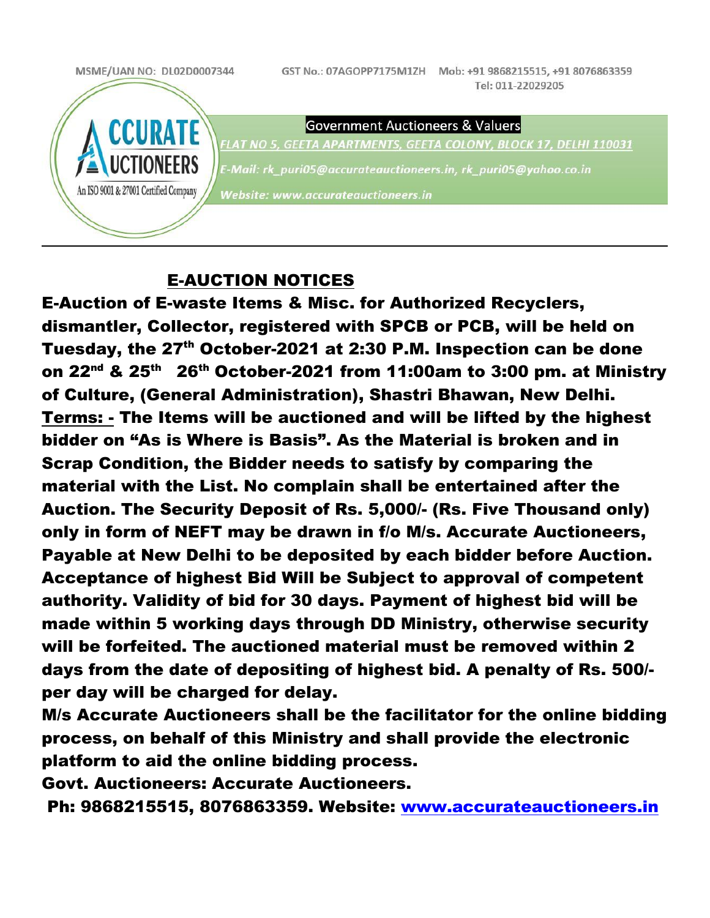MSME/UAN NO: DL02D0007344 GST No.: 07AGOPP7175M1ZH Mob: +91 9868215515, +91 8076863359 Tel: 011-22029205

**ACCURATE AUCTIONEERS**
An ISO 9001 & 27001 Certified Company

Government Auctioneers & Valuers

*FLAT NO 5, GEETA APARTMENTS, GEETA COLONY, BLOCK 17, DELHI 110031*

*E-Mail: rk_puri05@accurateauctioneers.in, rk_puri05@yahoo.co.in*

*Website: www.accurateauctioneers.in*

---

## E-AUCTION NOTICES

**E-Auction of E-waste Items & Misc. for Authorized Recyclers, dismantler, Collector, registered with SPCB or PCB, will be held on Tuesday, the 27th October-2021 at 2:30 P.M. Inspection can be done on 22nd & 25th 26th October-2021 from 11:00am to 3:00 pm. at Ministry of Culture, (General Administration), Shastri Bhawan, New Delhi.**

**Terms: - The Items will be auctioned and will be lifted by the highest bidder on "As is Where is Basis". As the Material is broken and in Scrap Condition, the Bidder needs to satisfy by comparing the material with the List. No complain shall be entertained after the Auction. The Security Deposit of Rs. 5,000/- (Rs. Five Thousand only) only in form of NEFT may be drawn in f/o M/s. Accurate Auctioneers, Payable at New Delhi to be deposited by each bidder before Auction. Acceptance of highest Bid Will be Subject to approval of competent authority. Validity of bid for 30 days. Payment of highest bid will be made within 5 working days through DD Ministry, otherwise security will be forfeited. The auctioned material must be removed within 2 days from the date of depositing of highest bid. A penalty of Rs. 500/- per day will be charged for delay.**

**M/s Accurate Auctioneers shall be the facilitator for the online bidding process, on behalf of this Ministry and shall provide the electronic platform to aid the online bidding process.**

**Govt. Auctioneers: Accurate Auctioneers.**

**Ph: 9868215515, 8076863359. Website: www.accurateauctioneers.in**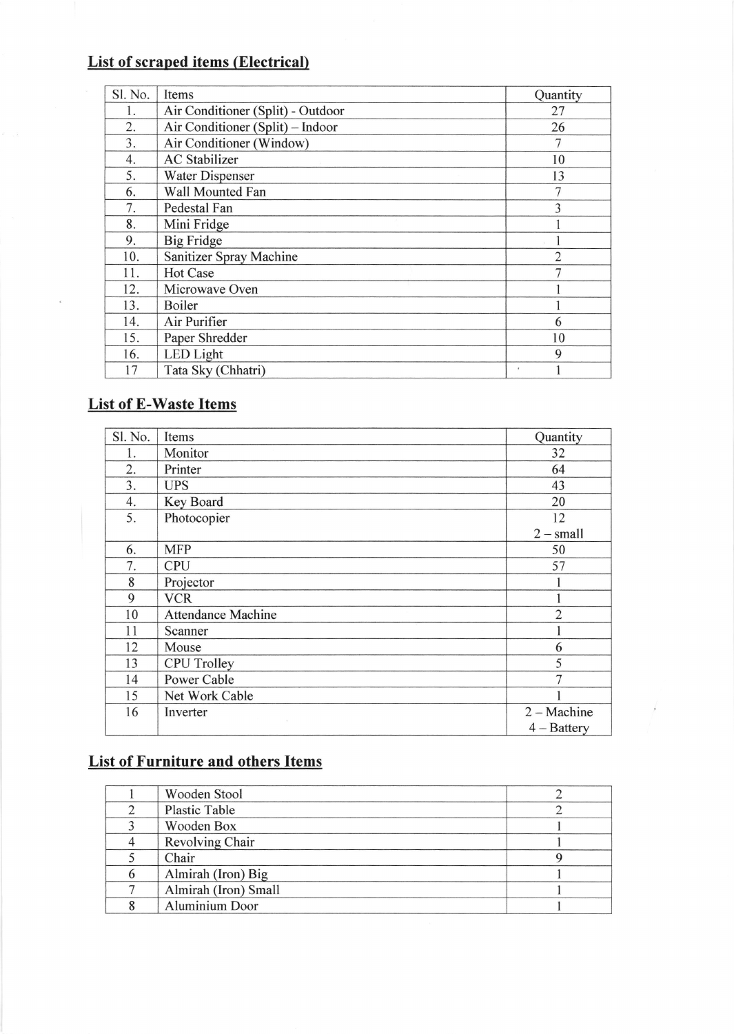## List of scraped items (Electrical)

| Sl. No. | Items | Quantity |
|---|---|---|
| 1. | Air Conditioner (Split) - Outdoor | 27 |
| 2. | Air Conditioner (Split) – Indoor | 26 |
| 3. | Air Conditioner (Window) | 7 |
| 4. | AC Stabilizer | 10 |
| 5. | Water Dispenser | 13 |
| 6. | Wall Mounted Fan | 7 |
| 7. | Pedestal Fan | 3 |
| 8. | Mini Fridge | 1 |
| 9. | Big Fridge | 1 |
| 10. | Sanitizer Spray Machine | 2 |
| 11. | Hot Case | 7 |
| 12. | Microwave Oven | 1 |
| 13. | Boiler | 1 |
| 14. | Air Purifier | 6 |
| 15. | Paper Shredder | 10 |
| 16. | LED Light | 9 |
| 17 | Tata Sky (Chhatri) | 1 |

## List of E-Waste Items

| Sl. No. | Items | Quantity |
|---|---|---|
| 1. | Monitor | 32 |
| 2. | Printer | 64 |
| 3. | UPS | 43 |
| 4. | Key Board | 20 |
| 5. | Photocopier | 12<br>2 – small |
| 6. | MFP | 50 |
| 7. | CPU | 57 |
| 8 | Projector | 1 |
| 9 | VCR | 1 |
| 10 | Attendance Machine | 2 |
| 11 | Scanner | 1 |
| 12 | Mouse | 6 |
| 13 | CPU Trolley | 5 |
| 14 | Power Cable | 7 |
| 15 | Net Work Cable | 1 |
| 16 | Inverter | 2 – Machine<br>4 – Battery |

## List of Furniture and others Items

| | | |
|---|---|---|
| 1 | Wooden Stool | 2 |
| 2 | Plastic Table | 2 |
| 3 | Wooden Box | 1 |
| 4 | Revolving Chair | 1 |
| 5 | Chair | 9 |
| 6 | Almirah (Iron) Big | 1 |
| 7 | Almirah (Iron) Small | 1 |
| 8 | Aluminium Door | 1 |